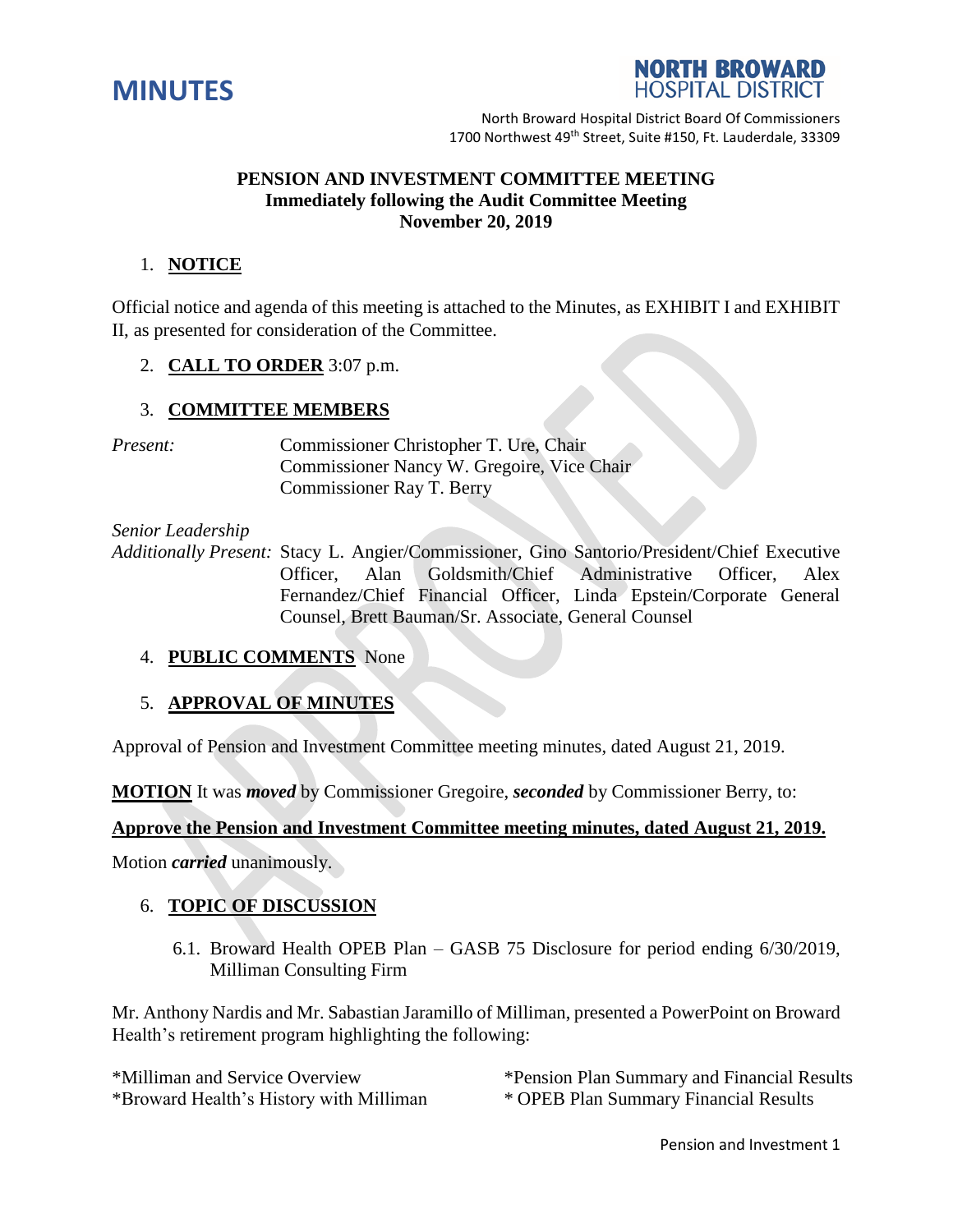# MINUTES

NORTH BROWARD HOSPITAL DISTRICT

North Broward Hospital District Board Of Commissioners
1700 Northwest 49th Street, Suite #150, Ft. Lauderdale, 33309

**PENSION AND INVESTMENT COMMITTEE MEETING**
**Immediately following the Audit Committee Meeting**
**November 20, 2019**

1. **NOTICE**

Official notice and agenda of this meeting is attached to the Minutes, as EXHIBIT I and EXHIBIT II, as presented for consideration of the Committee.

2. **CALL TO ORDER** 3:07 p.m.

3. **COMMITTEE MEMBERS**

*Present:* Commissioner Christopher T. Ure, Chair
Commissioner Nancy W. Gregoire, Vice Chair
Commissioner Ray T. Berry

*Senior Leadership*
*Additionally Present:* Stacy L. Angier/Commissioner, Gino Santorio/President/Chief Executive Officer, Alan Goldsmith/Chief Administrative Officer, Alex Fernandez/Chief Financial Officer, Linda Epstein/Corporate General Counsel, Brett Bauman/Sr. Associate, General Counsel

4. **PUBLIC COMMENTS** None

5. **APPROVAL OF MINUTES**

Approval of Pension and Investment Committee meeting minutes, dated August 21, 2019.

**MOTION** It was ***moved*** by Commissioner Gregoire, ***seconded*** by Commissioner Berry, to:

**Approve the Pension and Investment Committee meeting minutes, dated August 21, 2019.**

Motion ***carried*** unanimously.

6. **TOPIC OF DISCUSSION**

6.1. Broward Health OPEB Plan – GASB 75 Disclosure for period ending 6/30/2019, Milliman Consulting Firm

Mr. Anthony Nardis and Mr. Sabastian Jaramillo of Milliman, presented a PowerPoint on Broward Health's retirement program highlighting the following:

*Milliman and Service Overview
*Broward Health's History with Milliman
*Pension Plan Summary and Financial Results
* OPEB Plan Summary Financial Results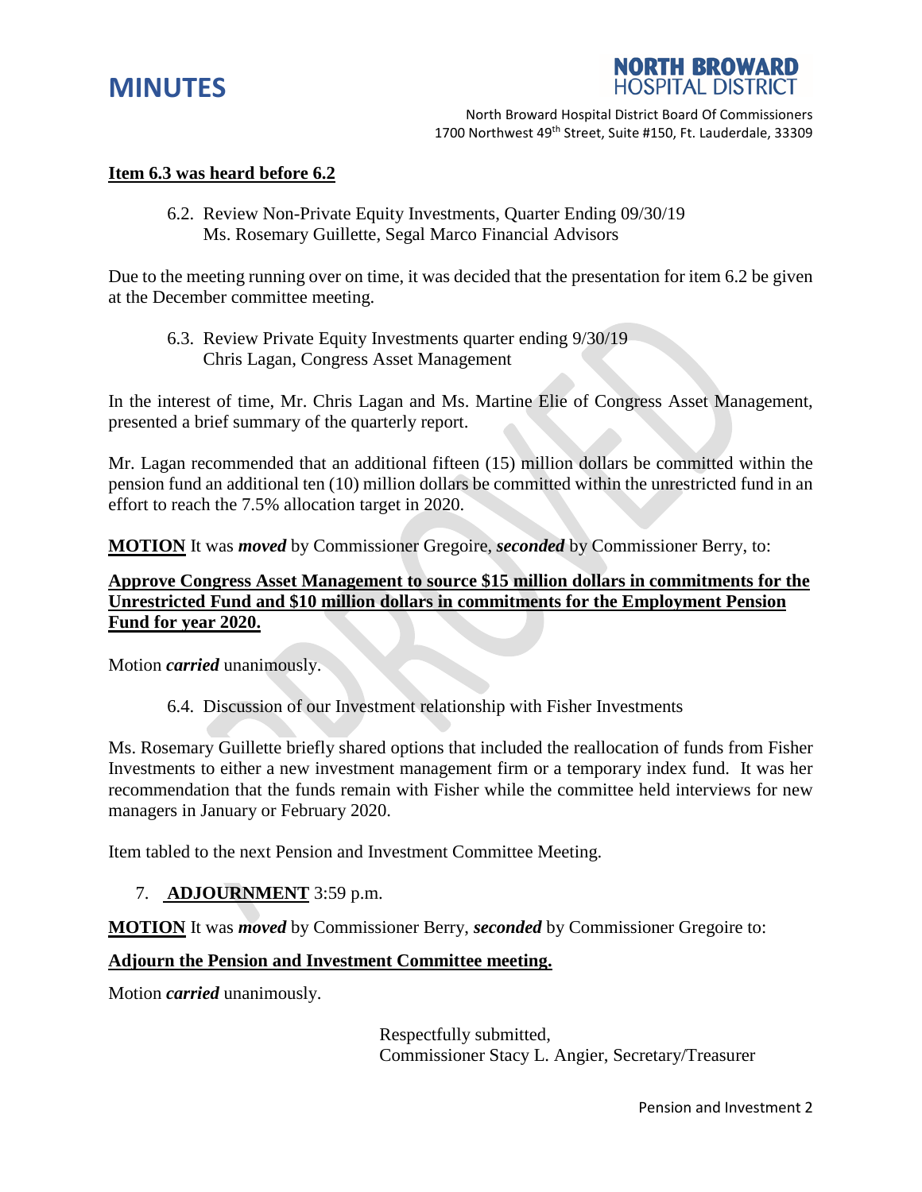**Item 6.3 was heard before 6.2**

6.2. Review Non-Private Equity Investments, Quarter Ending 09/30/19
Ms. Rosemary Guillette, Segal Marco Financial Advisors

Due to the meeting running over on time, it was decided that the presentation for item 6.2 be given at the December committee meeting.

6.3. Review Private Equity Investments quarter ending 9/30/19
Chris Lagan, Congress Asset Management

In the interest of time, Mr. Chris Lagan and Ms. Martine Elie of Congress Asset Management, presented a brief summary of the quarterly report.

Mr. Lagan recommended that an additional fifteen (15) million dollars be committed within the pension fund an additional ten (10) million dollars be committed within the unrestricted fund in an effort to reach the 7.5% allocation target in 2020.

**MOTION** It was ***moved*** by Commissioner Gregoire, ***seconded*** by Commissioner Berry, to:

**Approve Congress Asset Management to source $15 million dollars in commitments for the Unrestricted Fund and $10 million dollars in commitments for the Employment Pension Fund for year 2020.**

Motion ***carried*** unanimously.

6.4. Discussion of our Investment relationship with Fisher Investments

Ms. Rosemary Guillette briefly shared options that included the reallocation of funds from Fisher Investments to either a new investment management firm or a temporary index fund. It was her recommendation that the funds remain with Fisher while the committee held interviews for new managers in January or February 2020.

Item tabled to the next Pension and Investment Committee Meeting.

7. **ADJOURNMENT** 3:59 p.m.

**MOTION** It was ***moved*** by Commissioner Berry, ***seconded*** by Commissioner Gregoire to:

**Adjourn the Pension and Investment Committee meeting.**

Motion ***carried*** unanimously.

Respectfully submitted,
Commissioner Stacy L. Angier, Secretary/Treasurer